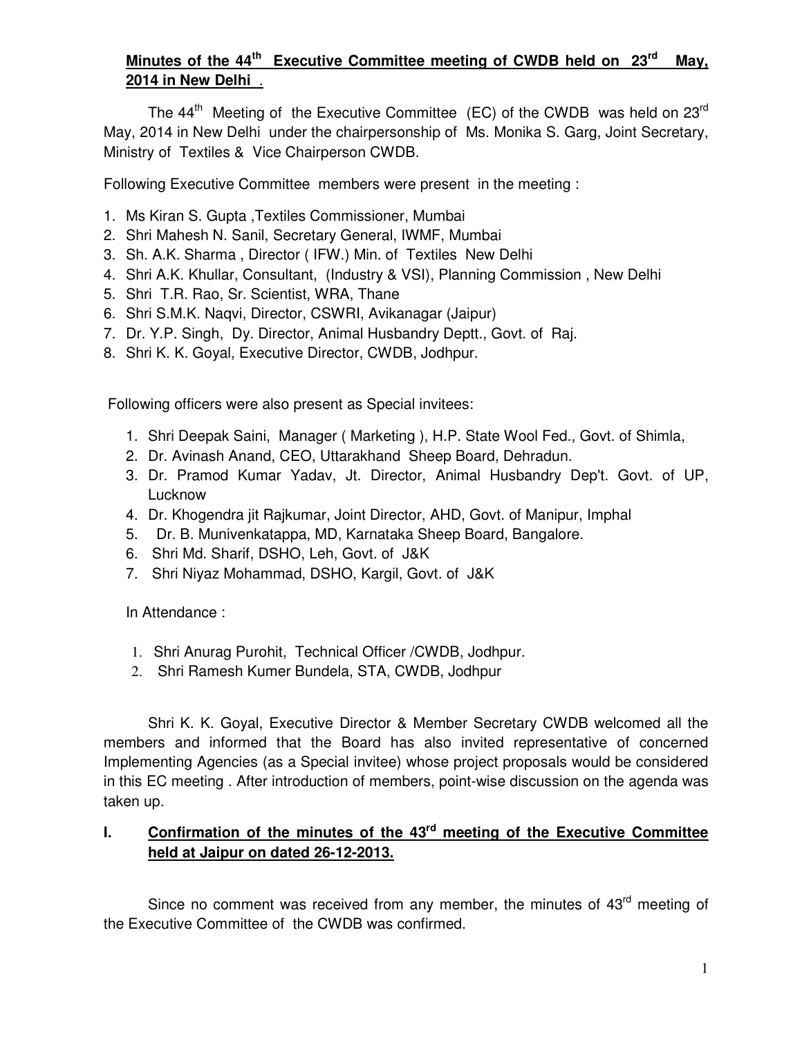**Minutes of the 44th Executive Committee meeting of CWDB held on 23rd May, 2014 in New Delhi .**

The 44th Meeting of the Executive Committee (EC) of the CWDB was held on 23rd May, 2014 in New Delhi under the chairpersonship of Ms. Monika S. Garg, Joint Secretary, Ministry of Textiles & Vice Chairperson CWDB.

Following Executive Committee members were present in the meeting :

1. Ms Kiran S. Gupta ,Textiles Commissioner, Mumbai
2. Shri Mahesh N. Sanil, Secretary General, IWMF, Mumbai
3. Sh. A.K. Sharma , Director ( IFW.) Min. of Textiles New Delhi
4. Shri A.K. Khullar, Consultant, (Industry & VSI), Planning Commission , New Delhi
5. Shri T.R. Rao, Sr. Scientist, WRA, Thane
6. Shri S.M.K. Naqvi, Director, CSWRI, Avikanagar (Jaipur)
7. Dr. Y.P. Singh, Dy. Director, Animal Husbandry Deptt., Govt. of Raj.
8. Shri K. K. Goyal, Executive Director, CWDB, Jodhpur.

Following officers were also present as Special invitees:

1. Shri Deepak Saini, Manager ( Marketing ), H.P. State Wool Fed., Govt. of Shimla,
2. Dr. Avinash Anand, CEO, Uttarakhand Sheep Board, Dehradun.
3. Dr. Pramod Kumar Yadav, Jt. Director, Animal Husbandry Dep't. Govt. of UP, Lucknow
4. Dr. Khogendra jit Rajkumar, Joint Director, AHD, Govt. of Manipur, Imphal
5. Dr. B. Munivenkatappa, MD, Karnataka Sheep Board, Bangalore.
6. Shri Md. Sharif, DSHO, Leh, Govt. of J&K
7. Shri Niyaz Mohammad, DSHO, Kargil, Govt. of J&K

In Attendance :

1. Shri Anurag Purohit, Technical Officer /CWDB, Jodhpur.
2. Shri Ramesh Kumer Bundela, STA, CWDB, Jodhpur

Shri K. K. Goyal, Executive Director & Member Secretary CWDB welcomed all the members and informed that the Board has also invited representative of concerned Implementing Agencies (as a Special invitee) whose project proposals would be considered in this EC meeting . After introduction of members, point-wise discussion on the agenda was taken up.

## I. Confirmation of the minutes of the 43rd meeting of the Executive Committee held at Jaipur on dated 26-12-2013.

Since no comment was received from any member, the minutes of 43rd meeting of the Executive Committee of the CWDB was confirmed.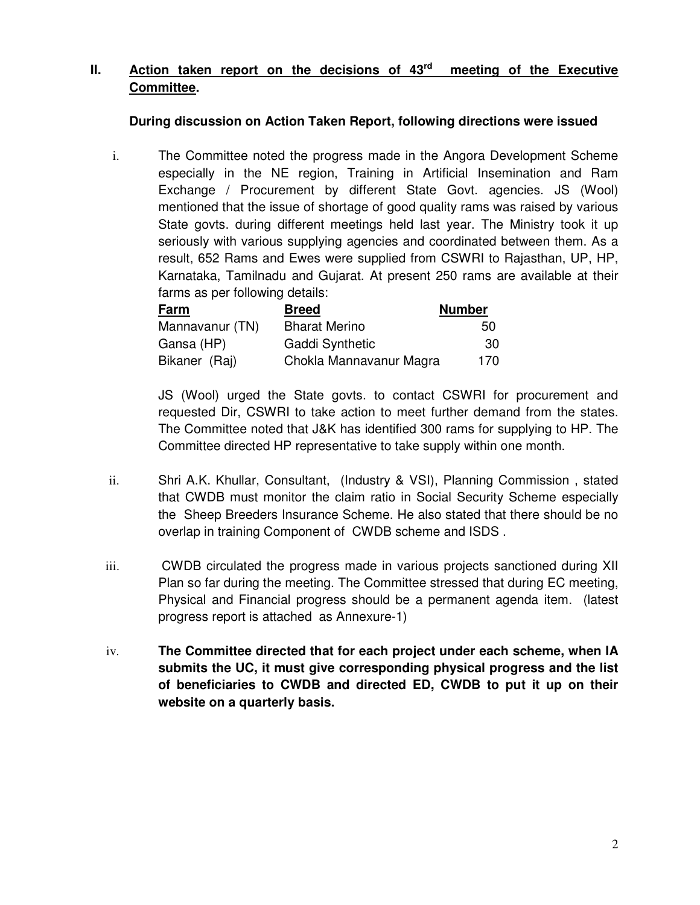## II. Action taken report on the decisions of 43rd meeting of the Executive Committee.

**During discussion on Action Taken Report, following directions were issued**

i. The Committee noted the progress made in the Angora Development Scheme especially in the NE region, Training in Artificial Insemination and Ram Exchange / Procurement by different State Govt. agencies. JS (Wool) mentioned that the issue of shortage of good quality rams was raised by various State govts. during different meetings held last year. The Ministry took it up seriously with various supplying agencies and coordinated between them. As a result, 652 Rams and Ewes were supplied from CSWRI to Rajasthan, UP, HP, Karnataka, Tamilnadu and Gujarat. At present 250 rams are available at their farms as per following details:

| Farm | Breed | Number |
|---|---|---|
| Mannavanur (TN) | Bharat Merino | 50 |
| Gansa (HP) | Gaddi Synthetic | 30 |
| Bikaner (Raj) | Chokla Mannavanur Magra | 170 |

JS (Wool) urged the State govts. to contact CSWRI for procurement and requested Dir, CSWRI to take action to meet further demand from the states. The Committee noted that J&K has identified 300 rams for supplying to HP. The Committee directed HP representative to take supply within one month.

ii. Shri A.K. Khullar, Consultant, (Industry & VSI), Planning Commission , stated that CWDB must monitor the claim ratio in Social Security Scheme especially the Sheep Breeders Insurance Scheme. He also stated that there should be no overlap in training Component of CWDB scheme and ISDS .

iii. CWDB circulated the progress made in various projects sanctioned during XII Plan so far during the meeting. The Committee stressed that during EC meeting, Physical and Financial progress should be a permanent agenda item. (latest progress report is attached as Annexure-1)

iv. **The Committee directed that for each project under each scheme, when IA submits the UC, it must give corresponding physical progress and the list of beneficiaries to CWDB and directed ED, CWDB to put it up on their website on a quarterly basis.**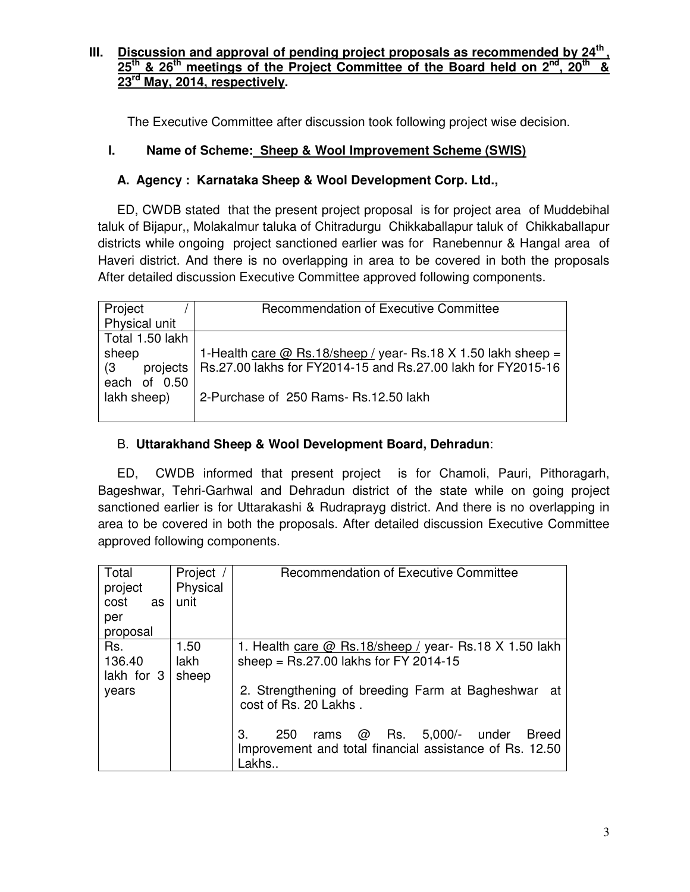## III. <u>Discussion and approval of pending project proposals as recommended by 24th, 25th & 26th meetings of the Project Committee of the Board held on 2nd, 20th & 23rd May, 2014, respectively.</u>

The Executive Committee after discussion took following project wise decision.

### I. Name of Scheme: <u>Sheep & Wool Improvement Scheme (SWIS)</u>

#### A. Agency : Karnataka Sheep & Wool Development Corp. Ltd.,

ED, CWDB stated that the present project proposal is for project area of Muddebihal taluk of Bijapur,, Molakalmur taluka of Chitradurgu Chikkaballapur taluk of Chikkaballapur districts while ongoing project sanctioned earlier was for Ranebennur & Hangal area of Haveri district. And there is no overlapping in area to be covered in both the proposals After detailed discussion Executive Committee approved following components.

| Project / Physical unit | Recommendation of Executive Committee |
|---|---|
| Total 1.50 lakh sheep (3 projects each of 0.50 lakh sheep) | 1-Health <u>care @ Rs.18/sheep /</u> year- Rs.18 X 1.50 lakh sheep = Rs.27.00 lakhs for FY2014-15 and Rs.27.00 lakh for FY2015-16<br><br>2-Purchase of 250 Rams- Rs.12.50 lakh |

#### B. Uttarakhand Sheep & Wool Development Board, Dehradun:

ED, CWDB informed that present project is for Chamoli, Pauri, Pithoragarh, Bageshwar, Tehri-Garhwal and Dehradun district of the state while on going project sanctioned earlier is for Uttarakashi & Rudrapraygdistrict. And there is no overlapping in area to be covered in both the proposals. After detailed discussion Executive Committee approved following components.

| Total project cost as per proposal | Project / Physical unit | Recommendation of Executive Committee |
|---|---|---|
| Rs. 136.40 lakh for 3 years | 1.50 lakh sheep | 1. Health <u>care @ Rs.18/sheep /</u> year- Rs.18 X 1.50 lakh sheep = Rs.27.00 lakhs for FY 2014-15<br><br>2. Strengthening of breeding Farm at Bagheshwar at cost of Rs. 20 Lakhs .<br><br>3. 250 rams @ Rs. 5,000/- under Breed Improvement and total financial assistance of Rs. 12.50 Lakhs.. |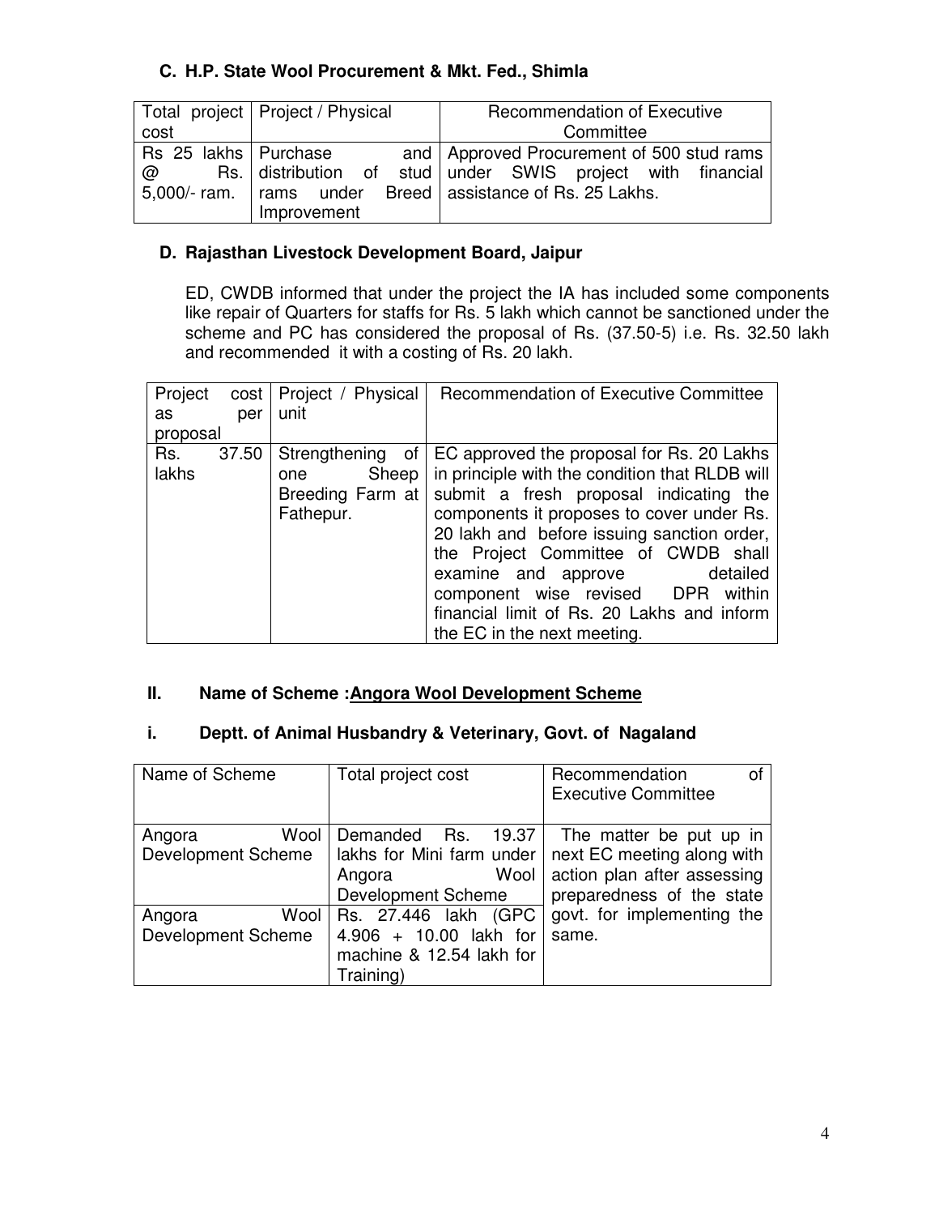### C. H.P. State Wool Procurement & Mkt. Fed., Shimla

| Total project cost | Project / Physical | Recommendation of Executive Committee |
|---|---|---|
| Rs 25 lakhs @ Rs. 5,000/- ram. | Purchase and distribution of stud rams under Breed Improvement | Approved Procurement of 500 stud rams under SWIS project with financial assistance of Rs. 25 Lakhs. |

### D. Rajasthan Livestock Development Board, Jaipur

ED, CWDB informed that under the project the IA has included some components like repair of Quarters for staffs for Rs. 5 lakh which cannot be sanctioned under the scheme and PC has considered the proposal of Rs. (37.50-5) i.e. Rs. 32.50 lakh and recommended it with a costing of Rs. 20 lakh.

| Project cost as per proposal | Project / Physical unit | Recommendation of Executive Committee |
|---|---|---|
| Rs. 37.50 lakhs | Strengthening of one Sheep Breeding Farm at Fathepur. | EC approved the proposal for Rs. 20 Lakhs in principle with the condition that RLDB will submit a fresh proposal indicating the components it proposes to cover under Rs. 20 lakh and before issuing sanction order, the Project Committee of CWDB shall examine and approve detailed component wise revised DPR within financial limit of Rs. 20 Lakhs and inform the EC in the next meeting. |

## II. Name of Scheme : <u>Angora Wool Development Scheme</u>

### i. Deptt. of Animal Husbandry & Veterinary, Govt. of Nagaland

| Name of Scheme | Total project cost | Recommendation of Executive Committee |
|---|---|---|
| Angora Wool Development Scheme | Demanded Rs. 19.37 lakhs for Mini farm under Angora Wool Development Scheme | The matter be put up in next EC meeting along with action plan after assessing preparedness of the state govt. for implementing the same. |
| Angora Wool Development Scheme | Rs. 27.446 lakh (GPC 4.906 + 10.00 lakh for machine & 12.54 lakh for Training) | |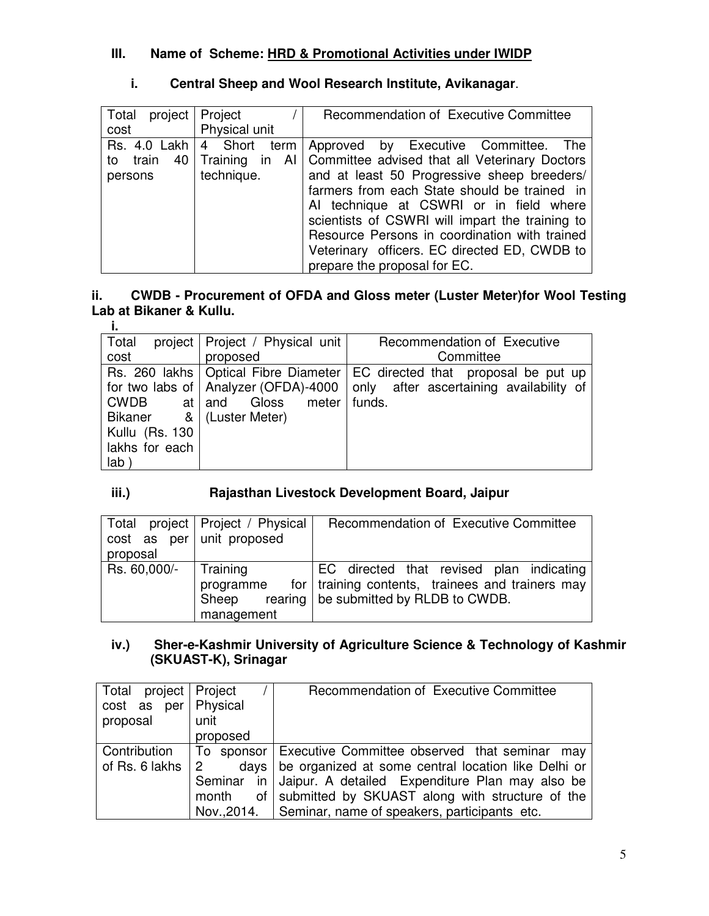## III. Name of Scheme: <u>HRD & Promotional Activities under IWIDP</u>

### i. Central Sheep and Wool Research Institute, Avikanagar.

| Total project cost | Project / Physical unit | Recommendation of Executive Committee |
|---|---|---|
| Rs. 4.0 Lakh to train 40 persons | 4 Short term Training in AI technique. | Approved by Executive Committee. The Committee advised that all Veterinary Doctors and at least 50 Progressive sheep breeders/ farmers from each State should be trained in AI technique at CSWRI or in field where scientists of CSWRI will impart the training to Resource Persons in coordination with trained Veterinary officers. EC directed ED, CWDB to prepare the proposal for EC. |

### ii. CWDB - Procurement of OFDA and Gloss meter (Luster Meter)for Wool Testing Lab at Bikaner & Kullu.

i.

| Total project cost | Project / Physical unit proposed | Recommendation of Executive Committee |
|---|---|---|
| Rs. 260 lakhs for two labs of CWDB at Bikaner & Kullu (Rs. 130 lakhs for each lab ) | Optical Fibre Diameter Analyzer (OFDA)-4000 and Gloss meter (Luster Meter) | EC directed that proposal be put up only after ascertaining availability of funds. |

### iii.) Rajasthan Livestock Development Board, Jaipur

| Total project cost as per proposal | Project / Physical unit proposed | Recommendation of Executive Committee |
|---|---|---|
| Rs. 60,000/- | Training programme for Sheep rearing management | EC directed that revised plan indicating training contents, trainees and trainers may be submitted by RLDB to CWDB. |

### iv.) Sher-e-Kashmir University of Agriculture Science & Technology of Kashmir (SKUAST-K), Srinagar

| Total project cost as per proposal | Project / Physical unit proposed | Recommendation of Executive Committee |
|---|---|---|
| Contribution of Rs. 6 lakhs | To sponsor 2 days Seminar in month of Nov.,2014. | Executive Committee observed that seminar may be organized at some central location like Delhi or Jaipur. A detailed Expenditure Plan may also be submitted by SKUAST along with structure of the Seminar, name of speakers, participants etc. |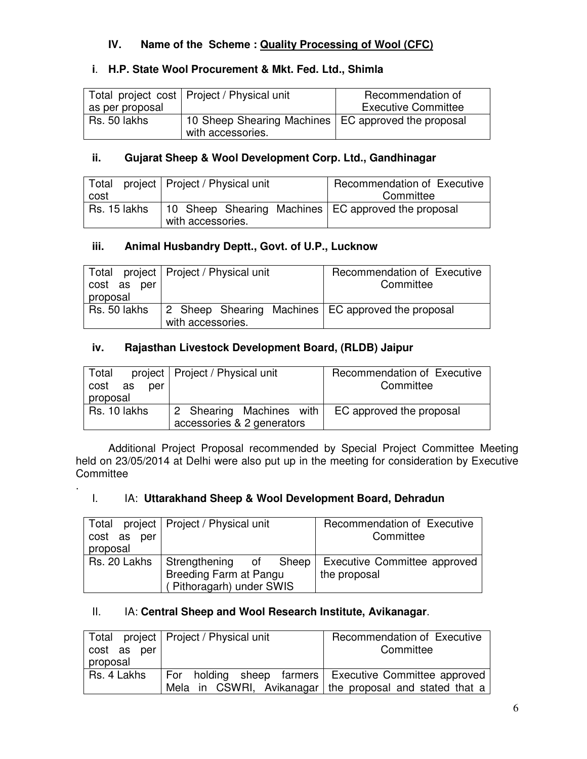### IV. Name of the Scheme : <u>Quality Processing of Wool (CFC)</u>

#### i. H.P. State Wool Procurement & Mkt. Fed. Ltd., Shimla

| Total project cost as per proposal | Project / Physical unit | Recommendation of Executive Committee |
|---|---|---|
| Rs. 50 lakhs | 10 Sheep Shearing Machines with accessories. | EC approved the proposal |

#### ii. Gujarat Sheep & Wool Development Corp. Ltd., Gandhinagar

| Total project cost | Project / Physical unit | Recommendation of Executive Committee |
|---|---|---|
| Rs. 15 lakhs | 10 Sheep Shearing Machines with accessories. | EC approved the proposal |

#### iii. Animal Husbandry Deptt., Govt. of U.P., Lucknow

| Total project cost as per proposal | Project / Physical unit | Recommendation of Executive Committee |
|---|---|---|
| Rs. 50 lakhs | 2 Sheep Shearing Machines with accessories. | EC approved the proposal |

#### iv. Rajasthan Livestock Development Board, (RLDB) Jaipur

| Total project cost as per proposal | Project / Physical unit | Recommendation of Executive Committee |
|---|---|---|
| Rs. 10 lakhs | 2 Shearing Machines with accessories & 2 generators | EC approved the proposal |

Additional Project Proposal recommended by Special Project Committee Meeting held on 23/05/2014 at Delhi were also put up in the meeting for consideration by Executive Committee

.

#### I. IA: Uttarakhand Sheep & Wool Development Board, Dehradun

| Total project cost as per proposal | Project / Physical unit | Recommendation of Executive Committee |
|---|---|---|
| Rs. 20 Lakhs | Strengthening of Sheep Breeding Farm at Pangu ( Pithoragarh) under SWIS | Executive Committee approved the proposal |

#### II. IA: Central Sheep and Wool Research Institute, Avikanagar.

| Total project cost as per proposal | Project / Physical unit | Recommendation of Executive Committee |
|---|---|---|
| Rs. 4 Lakhs | For holding sheep farmers Mela in CSWRI, Avikanagar | Executive Committee approved the proposal and stated that a |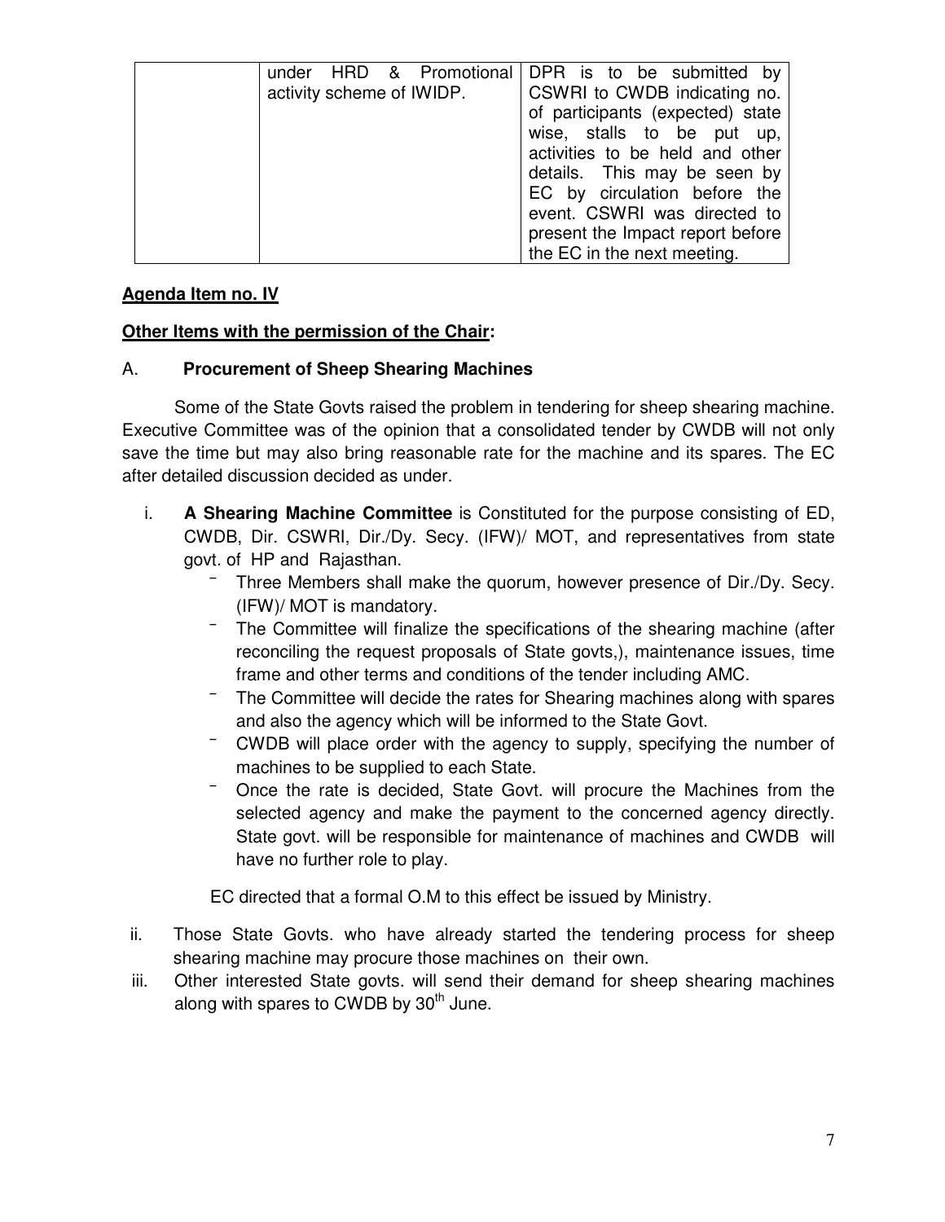|  | under HRD & Promotional activity scheme of IWIDP. | DPR is to be submitted by CSWRI to CWDB indicating no. of participants (expected) state wise, stalls to be put up, activities to be held and other details. This may be seen by EC by circulation before the event. CSWRI was directed to present the Impact report before the EC in the next meeting. |
|---|---|---|

**Agenda Item no. IV**

**Other Items with the permission of the Chair:**

A. **Procurement of Sheep Shearing Machines**

Some of the State Govts raised the problem in tendering for sheep shearing machine. Executive Committee was of the opinion that a consolidated tender by CWDB will not only save the time but may also bring reasonable rate for the machine and its spares. The EC after detailed discussion decided as under.

i. **A Shearing Machine Committee** is Constituted for the purpose consisting of ED, CWDB, Dir. CSWRI, Dir./Dy. Secy. (IFW)/ MOT, and representatives from state govt. of HP and Rajasthan.

- Three Members shall make the quorum, however presence of Dir./Dy. Secy. (IFW)/ MOT is mandatory.
- The Committee will finalize the specifications of the shearing machine (after reconciling the request proposals of State govts,), maintenance issues, time frame and other terms and conditions of the tender including AMC.
- The Committee will decide the rates for Shearing machines along with spares and also the agency which will be informed to the State Govt.
- CWDB will place order with the agency to supply, specifying the number of machines to be supplied to each State.
- Once the rate is decided, State Govt. will procure the Machines from the selected agency and make the payment to the concerned agency directly. State govt. will be responsible for maintenance of machines and CWDB will have no further role to play.

EC directed that a formal O.M to this effect be issued by Ministry.

ii. Those State Govts. who have already started the tendering process for sheep shearing machine may procure those machines on their own.

iii. Other interested State govts. will send their demand for sheep shearing machines along with spares to CWDB by 30th June.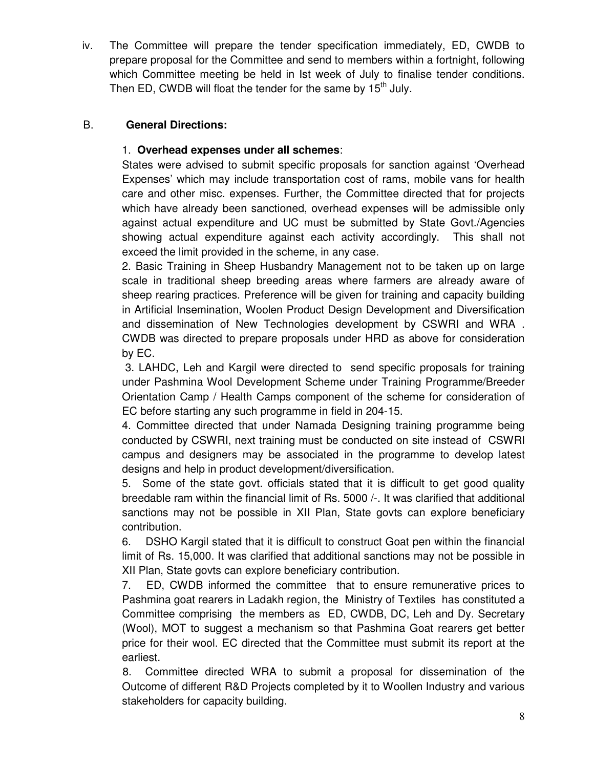iv. The Committee will prepare the tender specification immediately, ED, CWDB to prepare proposal for the Committee and send to members within a fortnight, following which Committee meeting be held in Ist week of July to finalise tender conditions. Then ED, CWDB will float the tender for the same by 15th July.

B. **General Directions:**

1. **Overhead expenses under all schemes**:
States were advised to submit specific proposals for sanction against 'Overhead Expenses' which may include transportation cost of rams, mobile vans for health care and other misc. expenses. Further, the Committee directed that for projects which have already been sanctioned, overhead expenses will be admissible only against actual expenditure and UC must be submitted by State Govt./Agencies showing actual expenditure against each activity accordingly. This shall not exceed the limit provided in the scheme, in any case.

2. Basic Training in Sheep Husbandry Management not to be taken up on large scale in traditional sheep breeding areas where farmers are already aware of sheep rearing practices. Preference will be given for training and capacity building in Artificial Insemination, Woolen Product Design Development and Diversification and dissemination of New Technologies development by CSWRI and WRA . CWDB was directed to prepare proposals under HRD as above for consideration by EC.

3. LAHDC, Leh and Kargil were directed to send specific proposals for training under Pashmina Wool Development Scheme under Training Programme/Breeder Orientation Camp / Health Camps component of the scheme for consideration of EC before starting any such programme in field in 204-15.

4. Committee directed that under Namada Designing training programme being conducted by CSWRI, next training must be conducted on site instead of CSWRI campus and designers may be associated in the programme to develop latest designs and help in product development/diversification.

5. Some of the state govt. officials stated that it is difficult to get good quality breedable ram within the financial limit of Rs. 5000 /-. It was clarified that additional sanctions may not be possible in XII Plan, State govts can explore beneficiary contribution.

6. DSHO Kargil stated that it is difficult to construct Goat pen within the financial limit of Rs. 15,000. It was clarified that additional sanctions may not be possible in XII Plan, State govts can explore beneficiary contribution.

7. ED, CWDB informed the committee that to ensure remunerative prices to Pashmina goat rearers in Ladakh region, the Ministry of Textiles has constituted a Committee comprising the members as ED, CWDB, DC, Leh and Dy. Secretary (Wool), MOT to suggest a mechanism so that Pashmina Goat rearers get better price for their wool. EC directed that the Committee must submit its report at the earliest.

8. Committee directed WRA to submit a proposal for dissemination of the Outcome of different R&D Projects completed by it to Woollen Industry and various stakeholders for capacity building.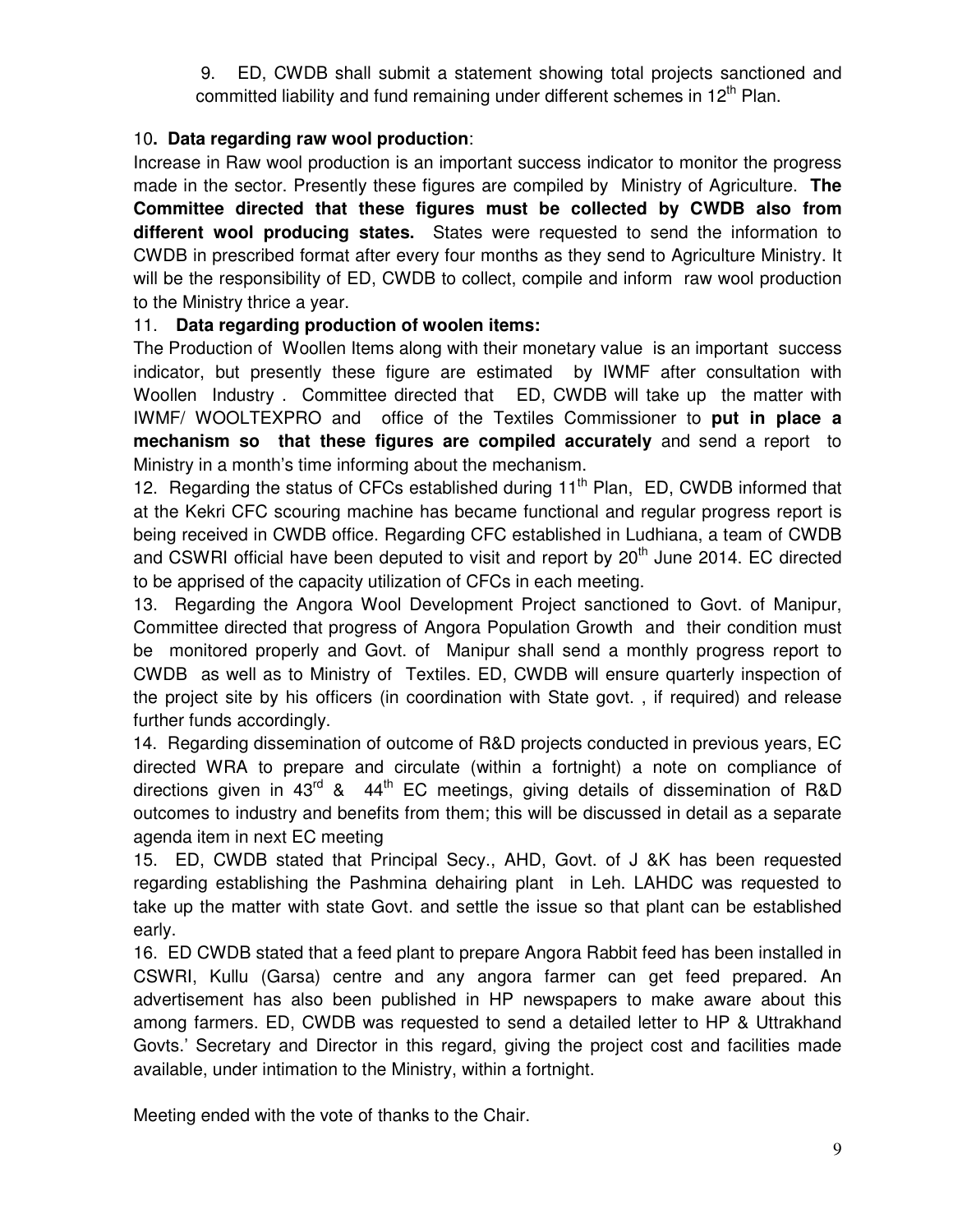9. ED, CWDB shall submit a statement showing total projects sanctioned and committed liability and fund remaining under different schemes in 12th Plan.

10**. Data regarding raw wool production**:

Increase in Raw wool production is an important success indicator to monitor the progress made in the sector. Presently these figures are compiled by Ministry of Agriculture. **The Committee directed that these figures must be collected by CWDB also from different wool producing states.** States were requested to send the information to CWDB in prescribed format after every four months as they send to Agriculture Ministry. It will be the responsibility of ED, CWDB to collect, compile and inform raw wool production to the Ministry thrice a year.

11. **Data regarding production of woolen items:**

The Production of Woollen Items along with their monetary value is an important success indicator, but presently these figure are estimated by IWMF after consultation with Woollen Industry . Committee directed that ED, CWDB will take up the matter with IWMF/ WOOLTEXPRO and office of the Textiles Commissioner to **put in place a mechanism so that these figures are compiled accurately** and send a report to Ministry in a month's time informing about the mechanism.

12. Regarding the status of CFCs established during 11th Plan, ED, CWDB informed that at the Kekri CFC scouring machine has became functional and regular progress report is being received in CWDB office. Regarding CFC established in Ludhiana, a team of CWDB and CSWRI official have been deputed to visit and report by 20th June 2014. EC directed to be apprised of the capacity utilization of CFCs in each meeting.

13. Regarding the Angora Wool Development Project sanctioned to Govt. of Manipur, Committee directed that progress of Angora Population Growth and their condition must be monitored properly and Govt. of Manipur shall send a monthly progress report to CWDB as well as to Ministry of Textiles. ED, CWDB will ensure quarterly inspection of the project site by his officers (in coordination with State govt. , if required) and release further funds accordingly.

14. Regarding dissemination of outcome of R&D projects conducted in previous years, EC directed WRA to prepare and circulate (within a fortnight) a note on compliance of directions given in 43rd & 44th EC meetings, giving details of dissemination of R&D outcomes to industry and benefits from them; this will be discussed in detail as a separate agenda item in next EC meeting

15. ED, CWDB stated that Principal Secy., AHD, Govt. of J &K has been requested regarding establishing the Pashmina dehairing plant in Leh. LAHDC was requested to take up the matter with state Govt. and settle the issue so that plant can be established early.

16. ED CWDB stated that a feed plant to prepare Angora Rabbit feed has been installed in CSWRI, Kullu (Garsa) centre and any angora farmer can get feed prepared. An advertisement has also been published in HP newspapers to make aware about this among farmers. ED, CWDB was requested to send a detailed letter to HP & Uttrakhand Govts.' Secretary and Director in this regard, giving the project cost and facilities made available, under intimation to the Ministry, within a fortnight.

Meeting ended with the vote of thanks to the Chair.